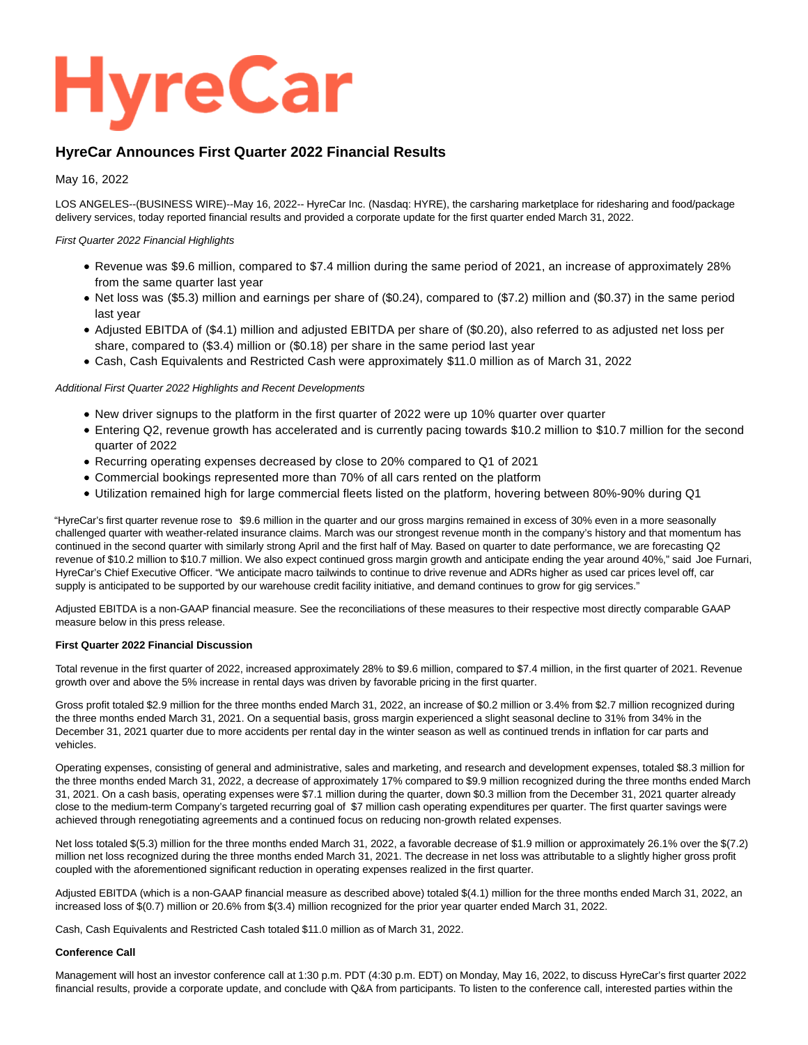# HyreCar

## HyreCar Announces First Quarter 2022 Financial Results

May 16, 2022

LOS ANGELES--(BUSINESS WIRE)--May 16, 2022-- HyreCar Inc. (Nasdaq: HYRE), the carsharing marketplace for ridesharing and food/package delivery services, today reported financial results and provided a corporate update for the first quarter ended March 31, 2022.

*First Quarter 2022 Financial Highlights*

- Revenue was $9.6 million, compared to $7.4 million during the same period of 2021, an increase of approximately 28% from the same quarter last year
- Net loss was ($5.3) million and earnings per share of ($0.24), compared to ($7.2) million and ($0.37) in the same period last year
- Adjusted EBITDA of ($4.1) million and adjusted EBITDA per share of ($0.20), also referred to as adjusted net loss per share, compared to ($3.4) million or ($0.18) per share in the same period last year
- Cash, Cash Equivalents and Restricted Cash were approximately $11.0 million as of March 31, 2022

*Additional First Quarter 2022 Highlights and Recent Developments*

- New driver signups to the platform in the first quarter of 2022 were up 10% quarter over quarter
- Entering Q2, revenue growth has accelerated and is currently pacing towards $10.2 million to $10.7 million for the second quarter of 2022
- Recurring operating expenses decreased by close to 20% compared to Q1 of 2021
- Commercial bookings represented more than 70% of all cars rented on the platform
- Utilization remained high for large commercial fleets listed on the platform, hovering between 80%-90% during Q1

"HyreCar's first quarter revenue rose to $9.6 million in the quarter and our gross margins remained in excess of 30% even in a more seasonally challenged quarter with weather-related insurance claims. March was our strongest revenue month in the company's history and that momentum has continued in the second quarter with similarly strong April and the first half of May. Based on quarter to date performance, we are forecasting Q2 revenue of $10.2 million to $10.7 million. We also expect continued gross margin growth and anticipate ending the year around 40%," said Joe Furnari, HyreCar's Chief Executive Officer. "We anticipate macro tailwinds to continue to drive revenue and ADRs higher as used car prices level off, car supply is anticipated to be supported by our warehouse credit facility initiative, and demand continues to grow for gig services."

Adjusted EBITDA is a non-GAAP financial measure. See the reconciliations of these measures to their respective most directly comparable GAAP measure below in this press release.

**First Quarter 2022 Financial Discussion**

Total revenue in the first quarter of 2022, increased approximately 28% to $9.6 million, compared to $7.4 million, in the first quarter of 2021. Revenue growth over and above the 5% increase in rental days was driven by favorable pricing in the first quarter.

Gross profit totaled $2.9 million for the three months ended March 31, 2022, an increase of $0.2 million or 3.4% from $2.7 million recognized during the three months ended March 31, 2021. On a sequential basis, gross margin experienced a slight seasonal decline to 31% from 34% in the December 31, 2021 quarter due to more accidents per rental day in the winter season as well as continued trends in inflation for car parts and vehicles.

Operating expenses, consisting of general and administrative, sales and marketing, and research and development expenses, totaled $8.3 million for the three months ended March 31, 2022, a decrease of approximately 17% compared to $9.9 million recognized during the three months ended March 31, 2021. On a cash basis, operating expenses were $7.1 million during the quarter, down $0.3 million from the December 31, 2021 quarter already close to the medium-term Company's targeted recurring goal of $7 million cash operating expenditures per quarter. The first quarter savings were achieved through renegotiating agreements and a continued focus on reducing non-growth related expenses.

Net loss totaled $(5.3) million for the three months ended March 31, 2022, a favorable decrease of $1.9 million or approximately 26.1% over the $(7.2) million net loss recognized during the three months ended March 31, 2021. The decrease in net loss was attributable to a slightly higher gross profit coupled with the aforementioned significant reduction in operating expenses realized in the first quarter.

Adjusted EBITDA (which is a non-GAAP financial measure as described above) totaled $(4.1) million for the three months ended March 31, 2022, an increased loss of $(0.7) million or 20.6% from $(3.4) million recognized for the prior year quarter ended March 31, 2022.

Cash, Cash Equivalents and Restricted Cash totaled $11.0 million as of March 31, 2022.

**Conference Call**

Management will host an investor conference call at 1:30 p.m. PDT (4:30 p.m. EDT) on Monday, May 16, 2022, to discuss HyreCar's first quarter 2022 financial results, provide a corporate update, and conclude with Q&A from participants. To listen to the conference call, interested parties within the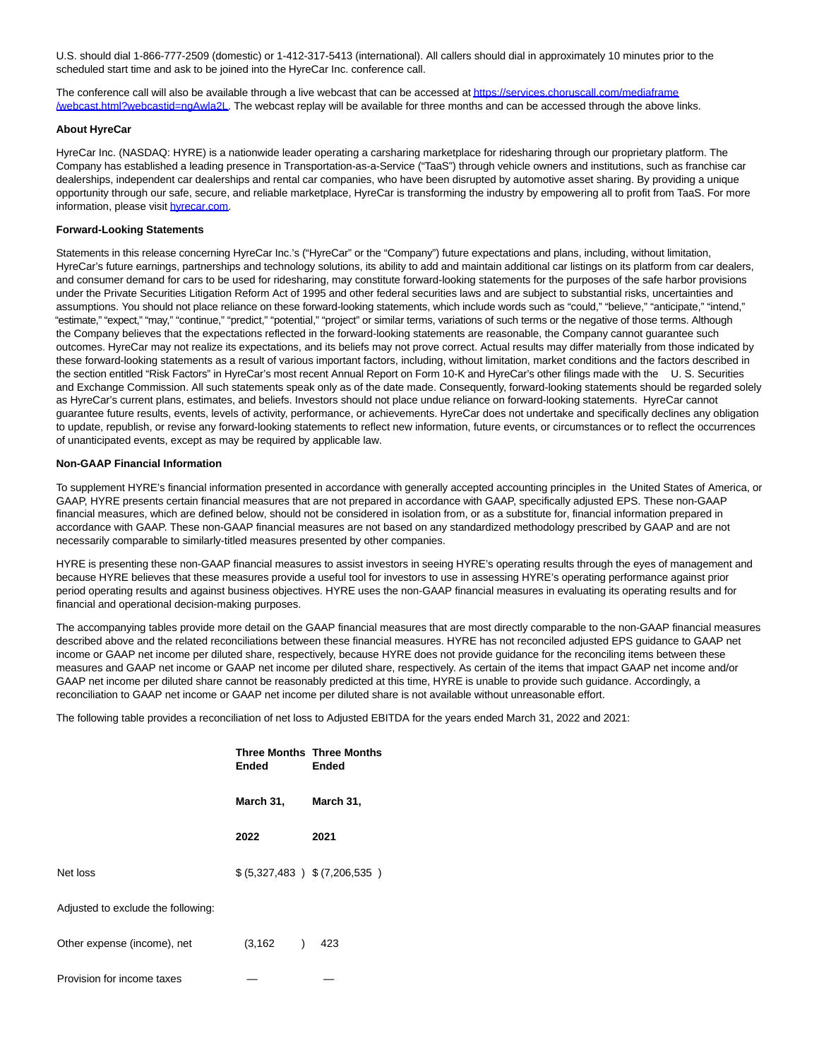U.S. should dial 1-866-777-2509 (domestic) or 1-412-317-5413 (international). All callers should dial in approximately 10 minutes prior to the scheduled start time and ask to be joined into the HyreCar Inc. conference call.

The conference call will also be available through a live webcast that can be accessed at https://services.choruscall.com/mediaframe/webcast.html?webcastid=ngAwla2L. The webcast replay will be available for three months and can be accessed through the above links.

**About HyreCar**

HyreCar Inc. (NASDAQ: HYRE) is a nationwide leader operating a carsharing marketplace for ridesharing through our proprietary platform. The Company has established a leading presence in Transportation-as-a-Service ("TaaS") through vehicle owners and institutions, such as franchise car dealerships, independent car dealerships and rental car companies, who have been disrupted by automotive asset sharing. By providing a unique opportunity through our safe, secure, and reliable marketplace, HyreCar is transforming the industry by empowering all to profit from TaaS. For more information, please visit hyrecar.com.

**Forward-Looking Statements**

Statements in this release concerning HyreCar Inc.'s ("HyreCar" or the "Company") future expectations and plans, including, without limitation, HyreCar's future earnings, partnerships and technology solutions, its ability to add and maintain additional car listings on its platform from car dealers, and consumer demand for cars to be used for ridesharing, may constitute forward-looking statements for the purposes of the safe harbor provisions under the Private Securities Litigation Reform Act of 1995 and other federal securities laws and are subject to substantial risks, uncertainties and assumptions. You should not place reliance on these forward-looking statements, which include words such as "could," "believe," "anticipate," "intend," "estimate," "expect," "may," "continue," "predict," "potential," "project" or similar terms, variations of such terms or the negative of those terms. Although the Company believes that the expectations reflected in the forward-looking statements are reasonable, the Company cannot guarantee such outcomes. HyreCar may not realize its expectations, and its beliefs may not prove correct. Actual results may differ materially from those indicated by these forward-looking statements as a result of various important factors, including, without limitation, market conditions and the factors described in the section entitled "Risk Factors" in HyreCar's most recent Annual Report on Form 10-K and HyreCar's other filings made with the U. S. Securities and Exchange Commission. All such statements speak only as of the date made. Consequently, forward-looking statements should be regarded solely as HyreCar's current plans, estimates, and beliefs. Investors should not place undue reliance on forward-looking statements. HyreCar cannot guarantee future results, events, levels of activity, performance, or achievements. HyreCar does not undertake and specifically declines any obligation to update, republish, or revise any forward-looking statements to reflect new information, future events, or circumstances or to reflect the occurrences of unanticipated events, except as may be required by applicable law.

**Non-GAAP Financial Information**

To supplement HYRE's financial information presented in accordance with generally accepted accounting principles in the United States of America, or GAAP, HYRE presents certain financial measures that are not prepared in accordance with GAAP, specifically adjusted EPS. These non-GAAP financial measures, which are defined below, should not be considered in isolation from, or as a substitute for, financial information prepared in accordance with GAAP. These non-GAAP financial measures are not based on any standardized methodology prescribed by GAAP and are not necessarily comparable to similarly-titled measures presented by other companies.

HYRE is presenting these non-GAAP financial measures to assist investors in seeing HYRE's operating results through the eyes of management and because HYRE believes that these measures provide a useful tool for investors to use in assessing HYRE's operating performance against prior period operating results and against business objectives. HYRE uses the non-GAAP financial measures in evaluating its operating results and for financial and operational decision-making purposes.

The accompanying tables provide more detail on the GAAP financial measures that are most directly comparable to the non-GAAP financial measures described above and the related reconciliations between these financial measures. HYRE has not reconciled adjusted EPS guidance to GAAP net income or GAAP net income per diluted share, respectively, because HYRE does not provide guidance for the reconciling items between these measures and GAAP net income or GAAP net income per diluted share, respectively. As certain of the items that impact GAAP net income and/or GAAP net income per diluted share cannot be reasonably predicted at this time, HYRE is unable to provide such guidance. Accordingly, a reconciliation to GAAP net income or GAAP net income per diluted share is not available without unreasonable effort.

The following table provides a reconciliation of net loss to Adjusted EBITDA for the years ended March 31, 2022 and 2021:

| | Three Months Ended March 31, 2022 | Three Months Ended March 31, 2021 |
|---|---|---|
| Net loss | $ (5,327,483 ) | $ (7,206,535 ) |
| Adjusted to exclude the following: | | |
| Other expense (income), net | (3,162 ) | 423 |
| Provision for income taxes | — | — |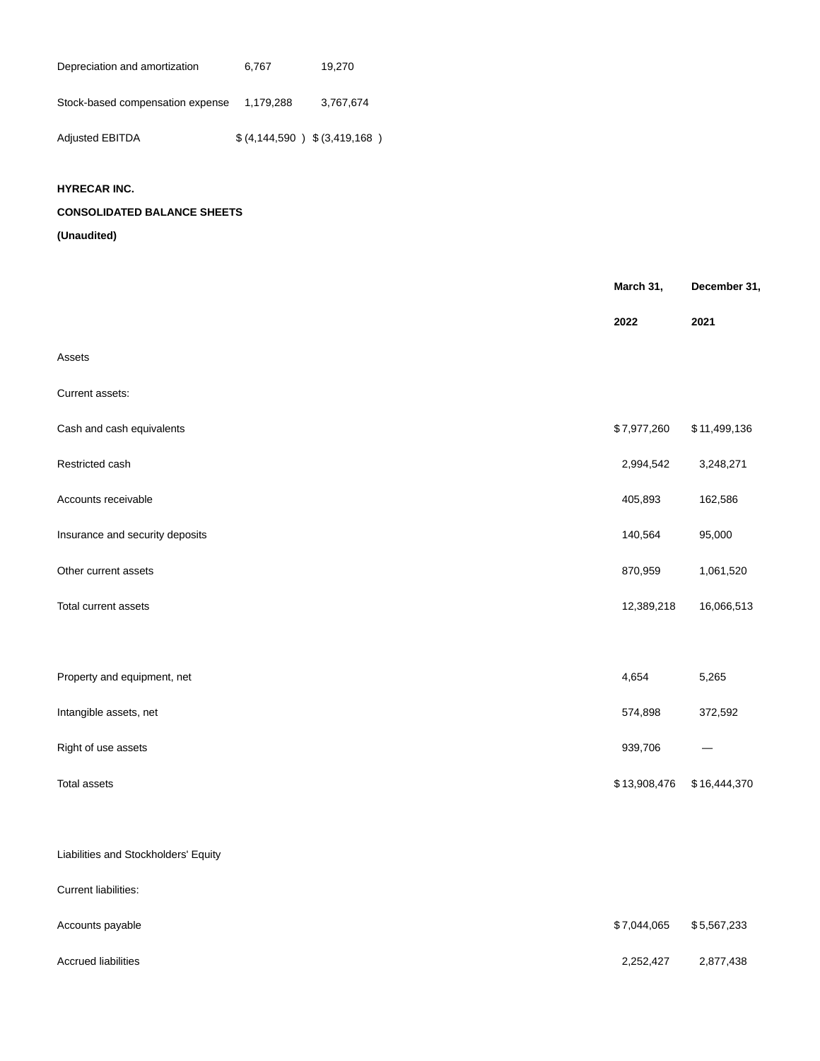| | | |
|---|---|---|
| Depreciation and amortization | 6,767 | 19,270 |
| Stock-based compensation expense | 1,179,288 | 3,767,674 |
| Adjusted EBITDA | $ (4,144,590 ) | $ (3,419,168 ) |

**HYRECAR INC.**

**CONSOLIDATED BALANCE SHEETS**

**(Unaudited)**

| | **March 31, 2022** | **December 31, 2021** |
|---|---|---|
| Assets | | |
| Current assets: | | |
| Cash and cash equivalents | $ 7,977,260 | $ 11,499,136 |
| Restricted cash | 2,994,542 | 3,248,271 |
| Accounts receivable | 405,893 | 162,586 |
| Insurance and security deposits | 140,564 | 95,000 |
| Other current assets | 870,959 | 1,061,520 |
| Total current assets | 12,389,218 | 16,066,513 |
| | | |
| Property and equipment, net | 4,654 | 5,265 |
| Intangible assets, net | 574,898 | 372,592 |
| Right of use assets | 939,706 | — |
| Total assets | $ 13,908,476 | $ 16,444,370 |
| | | |
| Liabilities and Stockholders' Equity | | |
| Current liabilities: | | |
| Accounts payable | $ 7,044,065 | $ 5,567,233 |
| Accrued liabilities | 2,252,427 | 2,877,438 |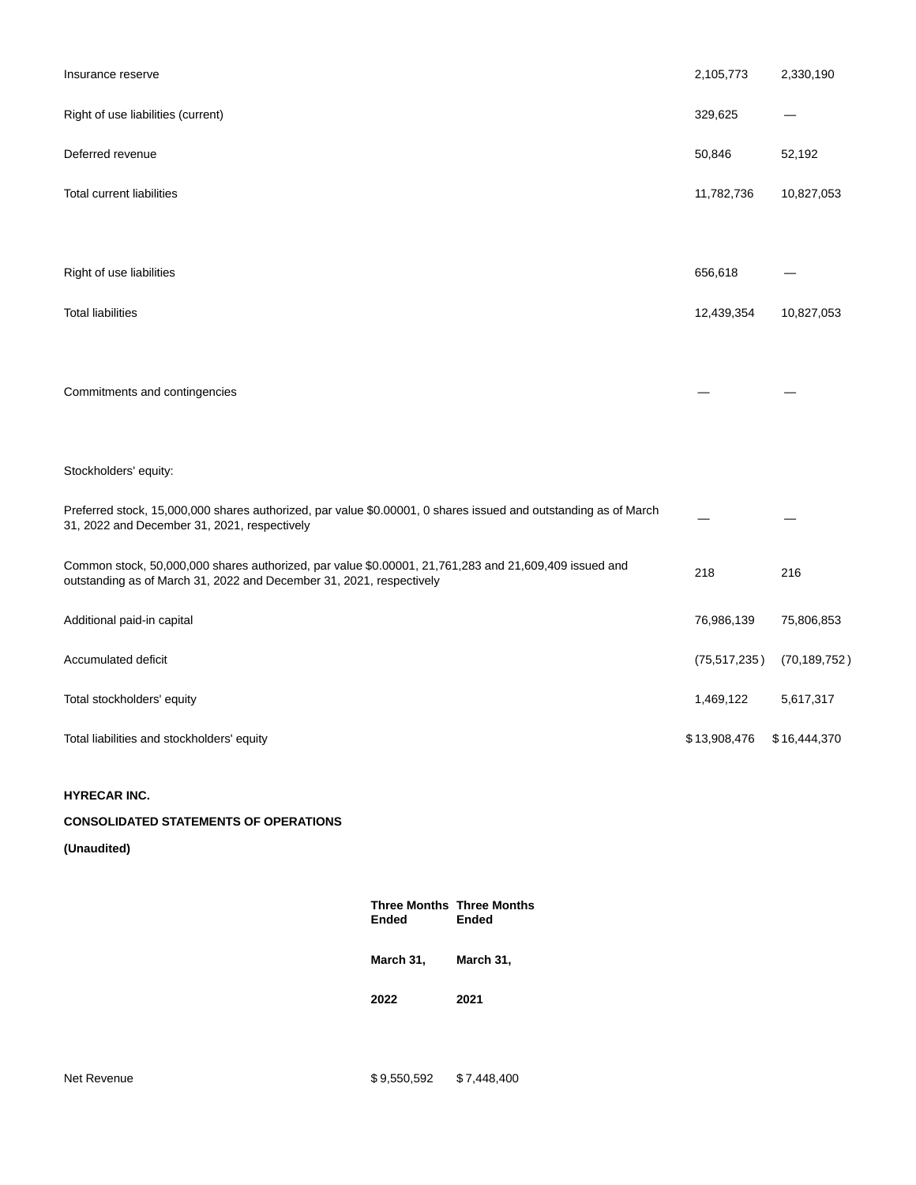| | | |
|---|---|---|
| Insurance reserve | 2,105,773 | 2,330,190 |
| Right of use liabilities (current) | 329,625 | — |
| Deferred revenue | 50,846 | 52,192 |
| Total current liabilities | 11,782,736 | 10,827,053 |
| | | |
| Right of use liabilities | 656,618 | — |
| Total liabilities | 12,439,354 | 10,827,053 |
| | | |
| Commitments and contingencies | — | — |
| | | |
| Stockholders' equity: | | |
| Preferred stock, 15,000,000 shares authorized, par value $0.00001, 0 shares issued and outstanding as of March 31, 2022 and December 31, 2021, respectively | — | — |
| Common stock, 50,000,000 shares authorized, par value $0.00001, 21,761,283 and 21,609,409 issued and outstanding as of March 31, 2022 and December 31, 2021, respectively | 218 | 216 |
| Additional paid-in capital | 76,986,139 | 75,806,853 |
| Accumulated deficit | (75,517,235) | (70,189,752) |
| Total stockholders' equity | 1,469,122 | 5,617,317 |
| Total liabilities and stockholders' equity | $13,908,476 | $16,444,370 |

**HYRECAR INC.**

**CONSOLIDATED STATEMENTS OF OPERATIONS**

**(Unaudited)**

| | Three Months Ended March 31, 2022 | Three Months Ended March 31, 2021 |
|---|---|---|
| Net Revenue | $9,550,592 | $7,448,400 |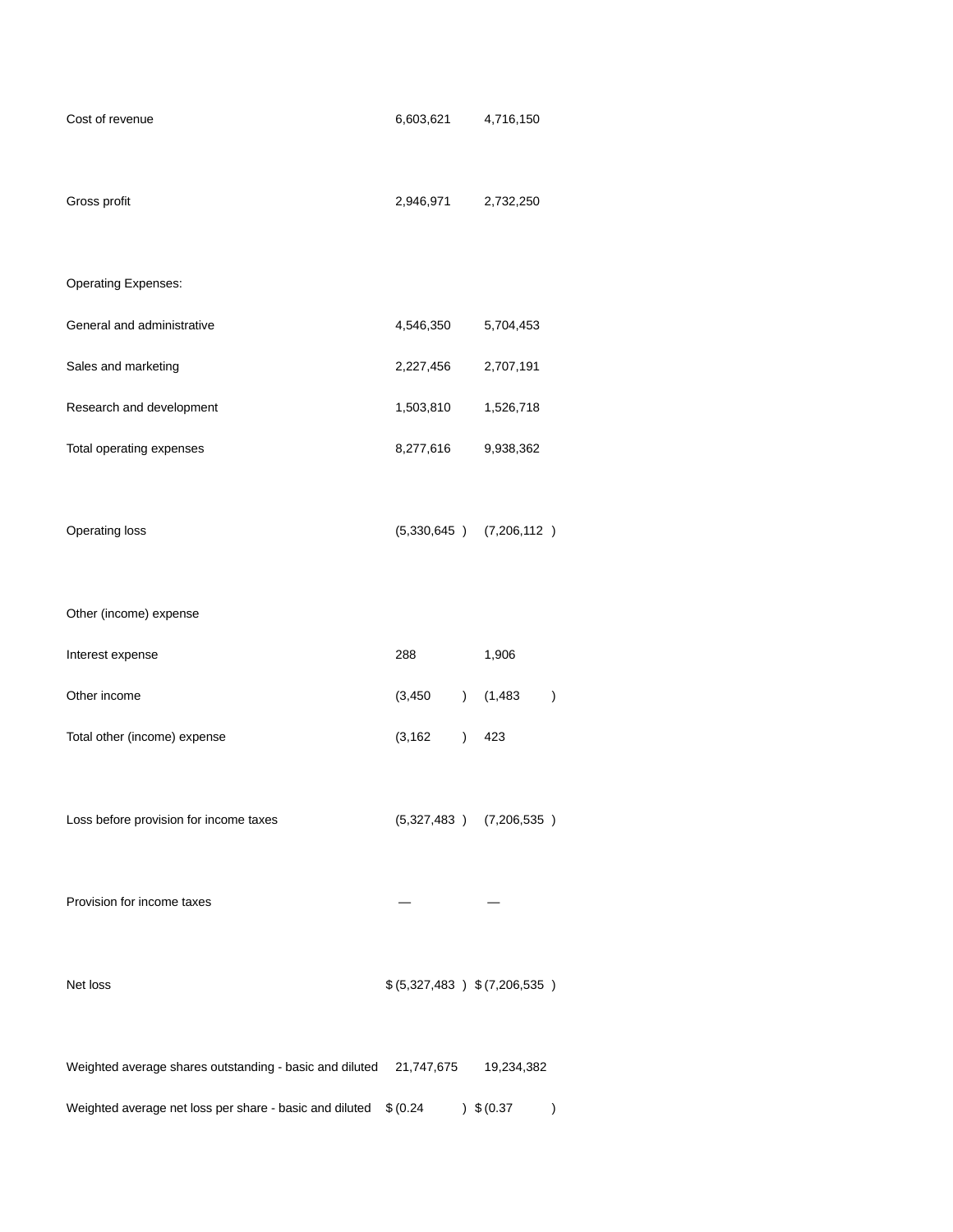| | | |
|---|---|---|
| Cost of revenue | 6,603,621 | 4,716,150 |
| Gross profit | 2,946,971 | 2,732,250 |
| Operating Expenses: | | |
| General and administrative | 4,546,350 | 5,704,453 |
| Sales and marketing | 2,227,456 | 2,707,191 |
| Research and development | 1,503,810 | 1,526,718 |
| Total operating expenses | 8,277,616 | 9,938,362 |
| Operating loss | (5,330,645 ) | (7,206,112 ) |
| Other (income) expense | | |
| Interest expense | 288 | 1,906 |
| Other income | (3,450 ) | (1,483 ) |
| Total other (income) expense | (3,162 ) | 423 |
| Loss before provision for income taxes | (5,327,483 ) | (7,206,535 ) |
| Provision for income taxes | — | — |
| Net loss | $ (5,327,483 ) | $ (7,206,535 ) |
| Weighted average shares outstanding - basic and diluted | 21,747,675 | 19,234,382 |
| Weighted average net loss per share - basic and diluted | $ (0.24 ) | $ (0.37 ) |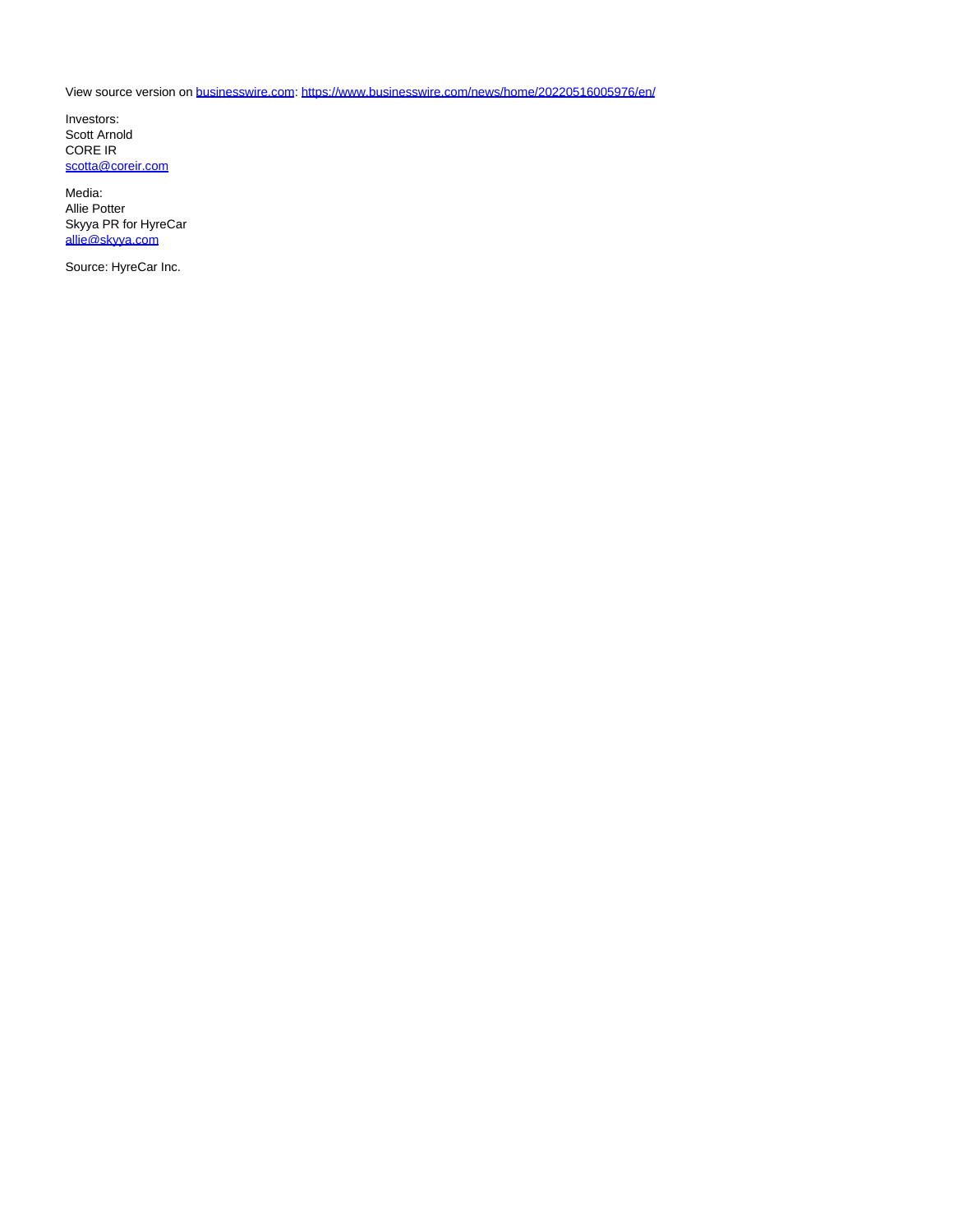View source version on businesswire.com: https://www.businesswire.com/news/home/20220516005976/en/

Investors:
Scott Arnold
CORE IR
scotta@coreir.com

Media:
Allie Potter
Skyya PR for HyreCar
allie@skyya.com

Source: HyreCar Inc.